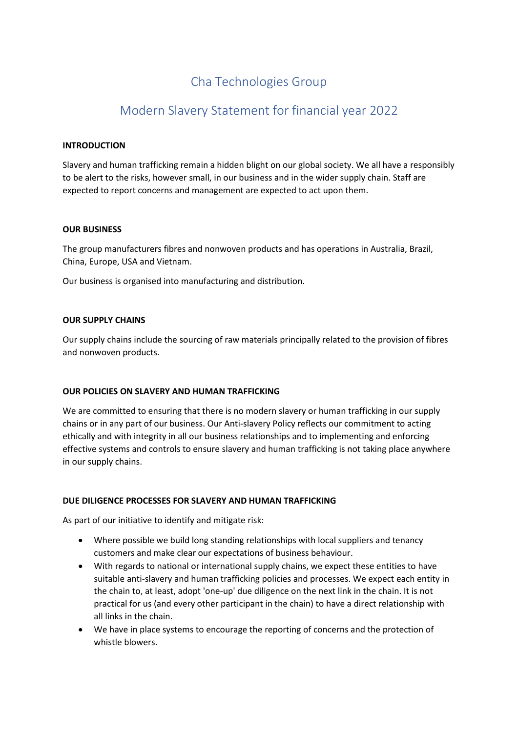# Cha Technologies Group

## Modern Slavery Statement for financial year 2022

**INTRODUCTION**

Slavery and human trafficking remain a hidden blight on our global society. We all have a responsibly to be alert to the risks, however small, in our business and in the wider supply chain. Staff are expected to report concerns and management are expected to act upon them.

**OUR BUSINESS**

The group manufacturers fibres and nonwoven products and has operations in Australia, Brazil, China, Europe, USA and Vietnam.

Our business is organised into manufacturing and distribution.

**OUR SUPPLY CHAINS**

Our supply chains include the sourcing of raw materials principally related to the provision of fibres and nonwoven products.

**OUR POLICIES ON SLAVERY AND HUMAN TRAFFICKING**

We are committed to ensuring that there is no modern slavery or human trafficking in our supply chains or in any part of our business. Our Anti-slavery Policy reflects our commitment to acting ethically and with integrity in all our business relationships and to implementing and enforcing effective systems and controls to ensure slavery and human trafficking is not taking place anywhere in our supply chains.

**DUE DILIGENCE PROCESSES FOR SLAVERY AND HUMAN TRAFFICKING**

As part of our initiative to identify and mitigate risk:

- Where possible we build long standing relationships with local suppliers and tenancy customers and make clear our expectations of business behaviour.
- With regards to national or international supply chains, we expect these entities to have suitable anti-slavery and human trafficking policies and processes. We expect each entity in the chain to, at least, adopt 'one-up' due diligence on the next link in the chain. It is not practical for us (and every other participant in the chain) to have a direct relationship with all links in the chain.
- We have in place systems to encourage the reporting of concerns and the protection of whistle blowers.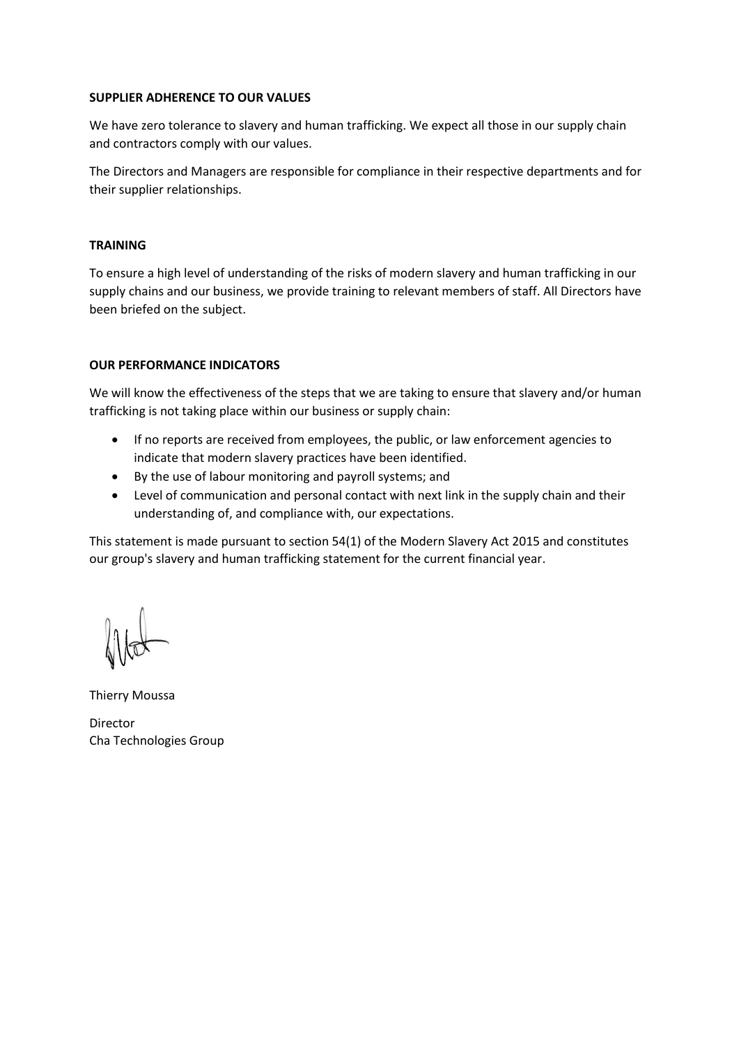**SUPPLIER ADHERENCE TO OUR VALUES**

We have zero tolerance to slavery and human trafficking. We expect all those in our supply chain and contractors comply with our values.

The Directors and Managers are responsible for compliance in their respective departments and for their supplier relationships.

**TRAINING**

To ensure a high level of understanding of the risks of modern slavery and human trafficking in our supply chains and our business, we provide training to relevant members of staff. All Directors have been briefed on the subject.

**OUR PERFORMANCE INDICATORS**

We will know the effectiveness of the steps that we are taking to ensure that slavery and/or human trafficking is not taking place within our business or supply chain:

- If no reports are received from employees, the public, or law enforcement agencies to indicate that modern slavery practices have been identified.
- By the use of labour monitoring and payroll systems; and
- Level of communication and personal contact with next link in the supply chain and their understanding of, and compliance with, our expectations.

This statement is made pursuant to section 54(1) of the Modern Slavery Act 2015 and constitutes our group's slavery and human trafficking statement for the current financial year.

Thierry Moussa

Director
Cha Technologies Group